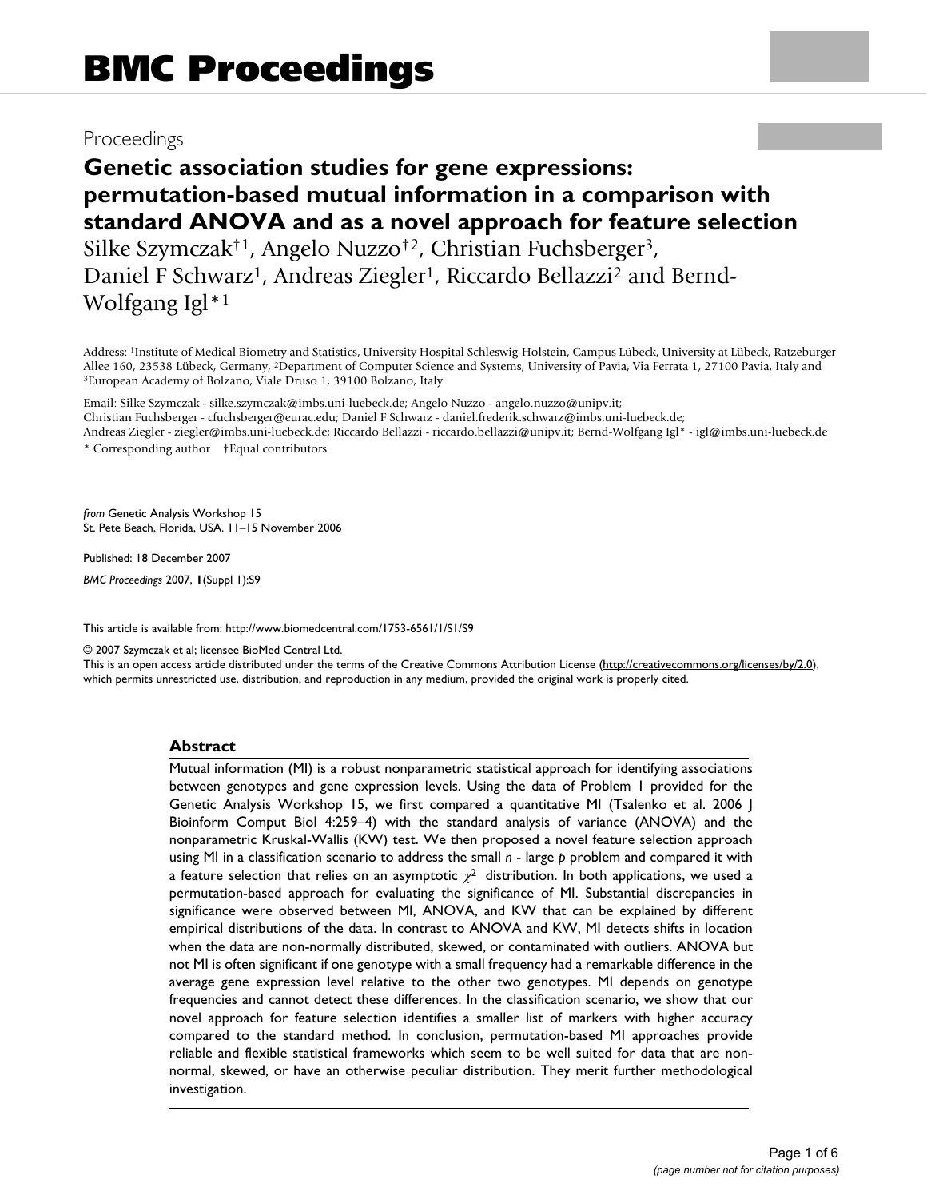# BMC Proceedings

Proceedings

## Genetic association studies for gene expressions: permutation-based mutual information in a comparison with standard ANOVA and as a novel approach for feature selection

Silke Szymczak[†1], Angelo Nuzzo[†2], Christian Fuchsberger[3], Daniel F Schwarz[1], Andreas Ziegler[1], Riccardo Bellazzi[2] and Bernd-Wolfgang Igl*[1]

Address: [1]Institute of Medical Biometry and Statistics, University Hospital Schleswig-Holstein, Campus Lübeck, University at Lübeck, Ratzeburger Allee 160, 23538 Lübeck, Germany, [2]Department of Computer Science and Systems, University of Pavia, Via Ferrata 1, 27100 Pavia, Italy and [3]European Academy of Bolzano, Viale Druso 1, 39100 Bolzano, Italy

Email: Silke Szymczak - silke.szymczak@imbs.uni-luebeck.de; Angelo Nuzzo - angelo.nuzzo@unipv.it; Christian Fuchsberger - cfuchsberger@eurac.edu; Daniel F Schwarz - daniel.frederik.schwarz@imbs.uni-luebeck.de; Andreas Ziegler - ziegler@imbs.uni-luebeck.de; Riccardo Bellazzi - riccardo.bellazzi@unipv.it; Bernd-Wolfgang Igl* - igl@imbs.uni-luebeck.de

* Corresponding author †Equal contributors

*from* Genetic Analysis Workshop 15
St. Pete Beach, Florida, USA. 11–15 November 2006

Published: 18 December 2007

*BMC Proceedings* 2007, **1**(Suppl 1):S9

This article is available from: http://www.biomedcentral.com/1753-6561/1/S1/S9

© 2007 Szymczak et al; licensee BioMed Central Ltd.
This is an open access article distributed under the terms of the Creative Commons Attribution License (http://creativecommons.org/licenses/by/2.0), which permits unrestricted use, distribution, and reproduction in any medium, provided the original work is properly cited.

### Abstract

Mutual information (MI) is a robust nonparametric statistical approach for identifying associations between genotypes and gene expression levels. Using the data of Problem 1 provided for the Genetic Analysis Workshop 15, we first compared a quantitative MI (Tsalenko et al. 2006 J Bioinform Comput Biol 4:259–4) with the standard analysis of variance (ANOVA) and the nonparametric Kruskal-Wallis (KW) test. We then proposed a novel feature selection approach using MI in a classification scenario to address the small *n* - large *p* problem and compared it with a feature selection that relies on an asymptotic $\chi^2$ distribution. In both applications, we used a permutation-based approach for evaluating the significance of MI. Substantial discrepancies in significance were observed between MI, ANOVA, and KW that can be explained by different empirical distributions of the data. In contrast to ANOVA and KW, MI detects shifts in location when the data are non-normally distributed, skewed, or contaminated with outliers. ANOVA but not MI is often significant if one genotype with a small frequency had a remarkable difference in the average gene expression level relative to the other two genotypes. MI depends on genotype frequencies and cannot detect these differences. In the classification scenario, we show that our novel approach for feature selection identifies a smaller list of markers with higher accuracy compared to the standard method. In conclusion, permutation-based MI approaches provide reliable and flexible statistical frameworks which seem to be well suited for data that are non-normal, skewed, or have an otherwise peculiar distribution. They merit further methodological investigation.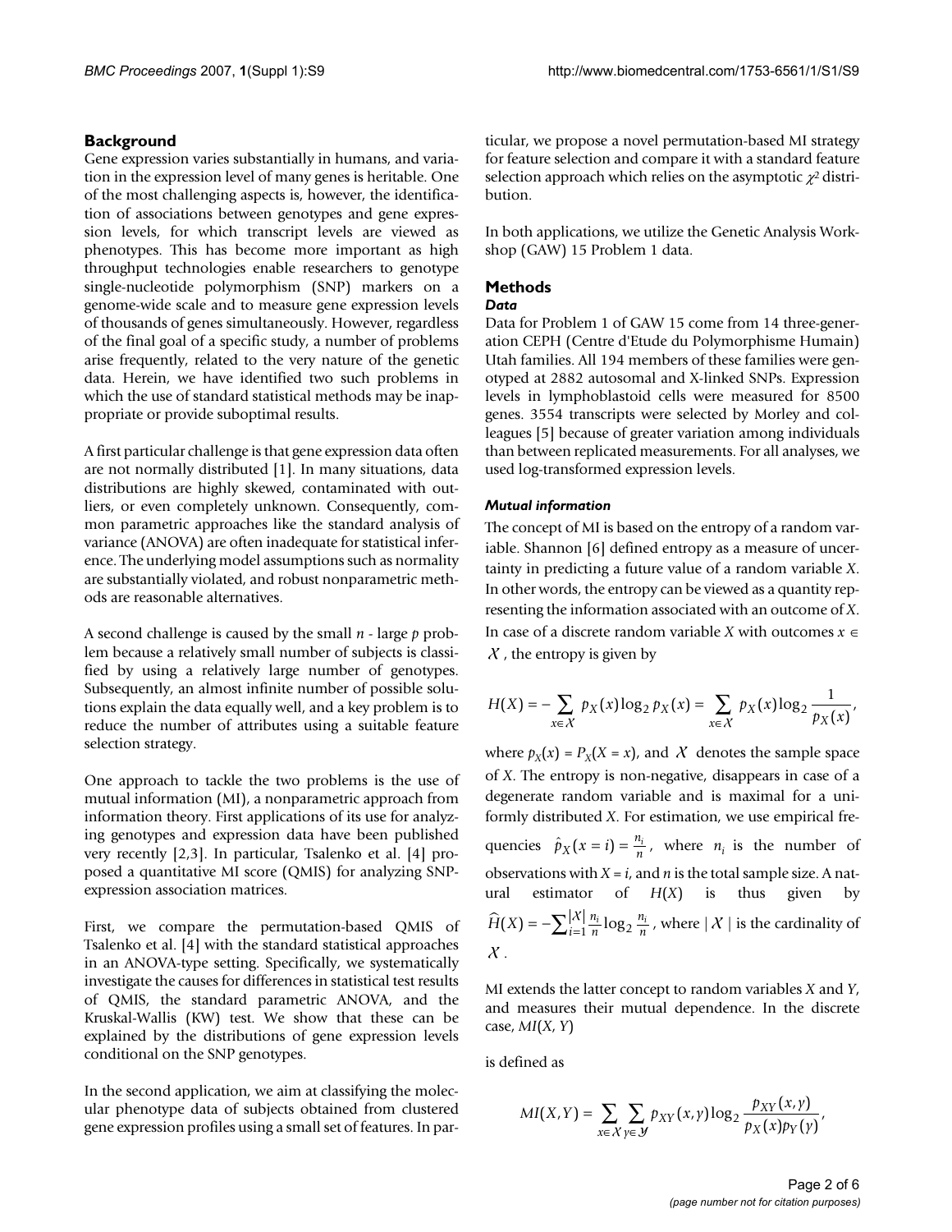## Background

Gene expression varies substantially in humans, and variation in the expression level of many genes is heritable. One of the most challenging aspects is, however, the identification of associations between genotypes and gene expression levels, for which transcript levels are viewed as phenotypes. This has become more important as high throughput technologies enable researchers to genotype single-nucleotide polymorphism (SNP) markers on a genome-wide scale and to measure gene expression levels of thousands of genes simultaneously. However, regardless of the final goal of a specific study, a number of problems arise frequently, related to the very nature of the genetic data. Herein, we have identified two such problems in which the use of standard statistical methods may be inappropriate or provide suboptimal results.

A first particular challenge is that gene expression data often are not normally distributed [1]. In many situations, data distributions are highly skewed, contaminated with outliers, or even completely unknown. Consequently, common parametric approaches like the standard analysis of variance (ANOVA) are often inadequate for statistical inference. The underlying model assumptions such as normality are substantially violated, and robust nonparametric methods are reasonable alternatives.

A second challenge is caused by the small *n* - large *p* problem because a relatively small number of subjects is classified by using a relatively large number of genotypes. Subsequently, an almost infinite number of possible solutions explain the data equally well, and a key problem is to reduce the number of attributes using a suitable feature selection strategy.

One approach to tackle the two problems is the use of mutual information (MI), a nonparametric approach from information theory. First applications of its use for analyzing genotypes and expression data have been published very recently [2,3]. In particular, Tsalenko et al. [4] proposed a quantitative MI score (QMIS) for analyzing SNP-expression association matrices.

First, we compare the permutation-based QMIS of Tsalenko et al. [4] with the standard statistical approaches in an ANOVA-type setting. Specifically, we systematically investigate the causes for differences in statistical test results of QMIS, the standard parametric ANOVA, and the Kruskal-Wallis (KW) test. We show that these can be explained by the distributions of gene expression levels conditional on the SNP genotypes.

In the second application, we aim at classifying the molecular phenotype data of subjects obtained from clustered gene expression profiles using a small set of features. In particular, we propose a novel permutation-based MI strategy for feature selection and compare it with a standard feature selection approach which relies on the asymptotic $\chi^2$ distribution.

In both applications, we utilize the Genetic Analysis Workshop (GAW) 15 Problem 1 data.

## Methods

### Data

Data for Problem 1 of GAW 15 come from 14 three-generation CEPH (Centre d'Etude du Polymorphisme Humain) Utah families. All 194 members of these families were genotyped at 2882 autosomal and X-linked SNPs. Expression levels in lymphoblastoid cells were measured for 8500 genes. 3554 transcripts were selected by Morley and colleagues [5] because of greater variation among individuals than between replicated measurements. For all analyses, we used log-transformed expression levels.

### Mutual information

The concept of MI is based on the entropy of a random variable. Shannon [6] defined entropy as a measure of uncertainty in predicting a future value of a random variable *X*. In other words, the entropy can be viewed as a quantity representing the information associated with an outcome of *X*. In case of a discrete random variable *X* with outcomes $x \in \mathcal{X}$, the entropy is given by

$$H(X) = -\sum_{x \in \mathcal{X}} p_X(x) \log_2 p_X(x) = \sum_{x \in \mathcal{X}} p_X(x) \log_2 \frac{1}{p_X(x)},$$

where $p_X(x) = P_X(X = x)$, and $\mathcal{X}$ denotes the sample space of *X*. The entropy is non-negative, disappears in case of a degenerate random variable and is maximal for a uniformly distributed *X*. For estimation, we use empirical frequencies $\hat{p}_X(x = i) = \frac{n_i}{n}$, where $n_i$ is the number of observations with $X = i$, and *n* is the total sample size. A natural estimator of $H(X)$ is thus given by $\widehat{H}(X) = -\sum_{i=1}^{|\mathcal{X}|} \frac{n_i}{n} \log_2 \frac{n_i}{n}$, where $|\mathcal{X}|$ is the cardinality of $\mathcal{X}$.

MI extends the latter concept to random variables *X* and *Y*, and measures their mutual dependence. In the discrete case, $MI(X, Y)$

is defined as

$$MI(X, Y) = \sum_{x \in \mathcal{X}} \sum_{y \in \mathcal{Y}} p_{XY}(x, y) \log_2 \frac{p_{XY}(x, y)}{p_X(x) p_Y(y)},$$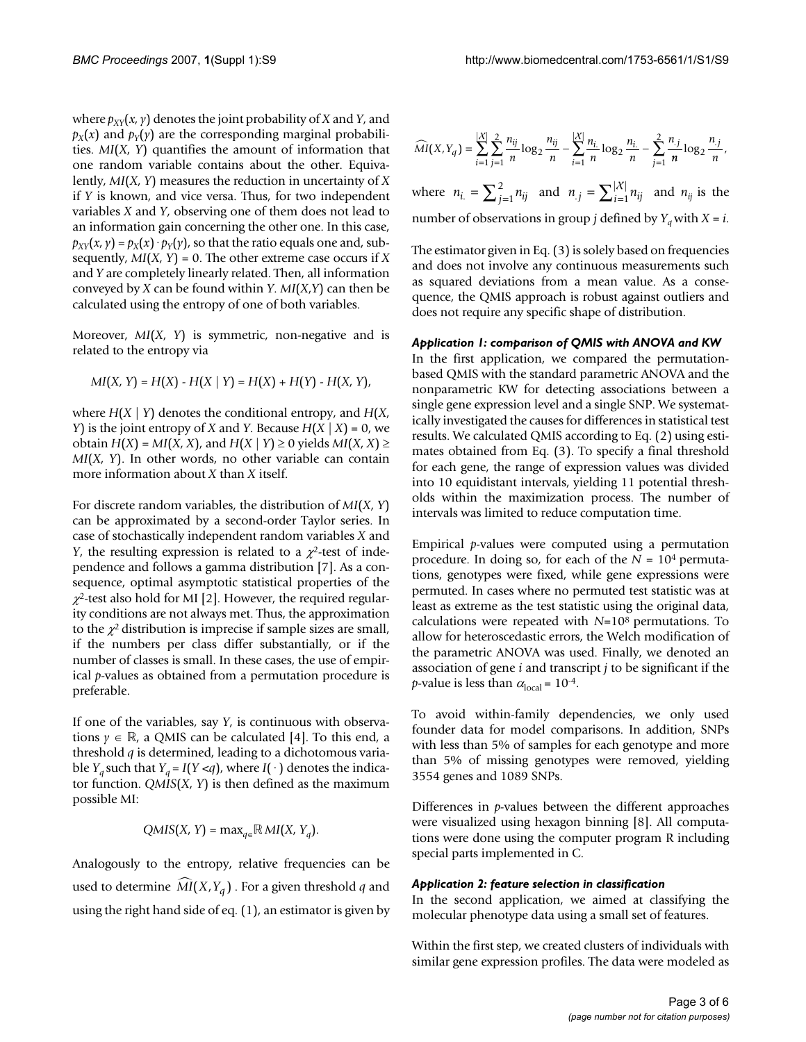where $p_{XY}(x, y)$ denotes the joint probability of $X$ and $Y$, and $p_X(x)$ and $p_Y(y)$ are the corresponding marginal probabilities. $MI(X, Y)$ quantifies the amount of information that one random variable contains about the other. Equivalently, $MI(X, Y)$ measures the reduction in uncertainty of $X$ if $Y$ is known, and vice versa. Thus, for two independent variables $X$ and $Y$, observing one of them does not lead to an information gain concerning the other one. In this case, $p_{XY}(x, y) = p_X(x) \cdot p_Y(y)$, so that the ratio equals one and, subsequently, $MI(X, Y) = 0$. The other extreme case occurs if $X$ and $Y$ are completely linearly related. Then, all information conveyed by $X$ can be found within $Y$. $MI(X,Y)$ can then be calculated using the entropy of one of both variables.

Moreover, $MI(X, Y)$ is symmetric, non-negative and is related to the entropy via

$$MI(X, Y) = H(X) - H(X \mid Y) = H(X) + H(Y) - H(X, Y),$$

where $H(X \mid Y)$ denotes the conditional entropy, and $H(X, Y)$ is the joint entropy of $X$ and $Y$. Because $H(X \mid X) = 0$, we obtain $H(X) = MI(X, X)$, and $H(X \mid Y) \geq 0$ yields $MI(X, X) \geq MI(X, Y)$. In other words, no other variable can contain more information about $X$ than $X$ itself.

For discrete random variables, the distribution of $MI(X, Y)$ can be approximated by a second-order Taylor series. In case of stochastically independent random variables $X$ and $Y$, the resulting expression is related to a $\chi^2$-test of independence and follows a gamma distribution [7]. As a consequence, optimal asymptotic statistical properties of the $\chi^2$-test also hold for MI [2]. However, the required regularity conditions are not always met. Thus, the approximation to the $\chi^2$ distribution is imprecise if sample sizes are small, if the numbers per class differ substantially, or if the number of classes is small. In these cases, the use of empirical $p$-values as obtained from a permutation procedure is preferable.

If one of the variables, say $Y$, is continuous with observations $y \in \mathbb{R}$, a QMIS can be calculated [4]. To this end, a threshold $q$ is determined, leading to a dichotomous variable $Y_q$ such that $Y_q = I(Y < q)$, where $I(\cdot)$ denotes the indicator function. $QMIS(X, Y)$ is then defined as the maximum possible MI:

$$QMIS(X, Y) = \max_{q \in \mathbb{R}} MI(X, Y_q).$$

Analogously to the entropy, relative frequencies can be used to determine $\widehat{MI}(X, Y_q)$. For a given threshold $q$ and using the right hand side of eq. (1), an estimator is given by

$$\widehat{MI}(X, Y_q) = \sum_{i=1}^{|X|} \sum_{j=1}^{2} \frac{n_{ij}}{n} \log_2 \frac{n_{ij}}{n} - \sum_{i=1}^{|X|} \frac{n_{i.}}{n} \log_2 \frac{n_{i.}}{n} - \sum_{j=1}^{2} \frac{n_{.j}}{n} \log_2 \frac{n_{.j}}{n},$$

where $n_{i.} = \sum_{j=1}^{2} n_{ij}$ and $n_{.j} = \sum_{i=1}^{|X|} n_{ij}$ and $n_{ij}$ is the number of observations in group $j$ defined by $Y_q$ with $X = i$.

The estimator given in Eq. (3) is solely based on frequencies and does not involve any continuous measurements such as squared deviations from a mean value. As a consequence, the QMIS approach is robust against outliers and does not require any specific shape of distribution.

#### *Application 1: comparison of QMIS with ANOVA and KW*

In the first application, we compared the permutation-based QMIS with the standard parametric ANOVA and the nonparametric KW for detecting associations between a single gene expression level and a single SNP. We systematically investigated the causes for differences in statistical test results. We calculated QMIS according to Eq. (2) using estimates obtained from Eq. (3). To specify a final threshold for each gene, the range of expression values was divided into 10 equidistant intervals, yielding 11 potential thresholds within the maximization process. The number of intervals was limited to reduce computation time.

Empirical $p$-values were computed using a permutation procedure. In doing so, for each of the $N = 10^4$ permutations, genotypes were fixed, while gene expressions were permuted. In cases where no permuted test statistic was at least as extreme as the test statistic using the original data, calculations were repeated with $N=10^8$ permutations. To allow for heteroscedastic errors, the Welch modification of the parametric ANOVA was used. Finally, we denoted an association of gene $i$ and transcript $j$ to be significant if the $p$-value is less than $\alpha_{\text{local}} = 10^{-4}$.

To avoid within-family dependencies, we only used founder data for model comparisons. In addition, SNPs with less than 5% of samples for each genotype and more than 5% of missing genotypes were removed, yielding 3554 genes and 1089 SNPs.

Differences in $p$-values between the different approaches were visualized using hexagon binning [8]. All computations were done using the computer program R including special parts implemented in C.

#### *Application 2: feature selection in classification*

In the second application, we aimed at classifying the molecular phenotype data using a small set of features.

Within the first step, we created clusters of individuals with similar gene expression profiles. The data were modeled as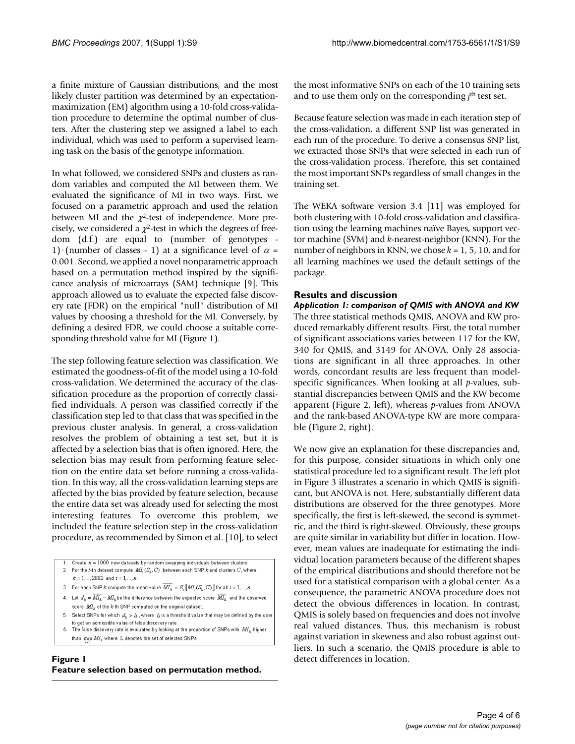a finite mixture of Gaussian distributions, and the most likely cluster partition was determined by an expectation-maximization (EM) algorithm using a 10-fold cross-validation procedure to determine the optimal number of clusters. After the clustering step we assigned a label to each individual, which was used to perform a supervised learning task on the basis of the genotype information.

In what followed, we considered SNPs and clusters as random variables and computed the MI between them. We evaluated the significance of MI in two ways. First, we focused on a parametric approach and used the relation between MI and the $\chi^2$-test of independence. More precisely, we considered a $\chi^2$-test in which the degrees of freedom (d.f.) are equal to (number of genotypes - 1) · (number of classes - 1) at a significance level of $\alpha$ = 0.001. Second, we applied a novel nonparametric approach based on a permutation method inspired by the significance analysis of microarrays (SAM) technique [9]. This approach allowed us to evaluate the expected false discovery rate (FDR) on the empirical "null" distribution of MI values by choosing a threshold for the MI. Conversely, by defining a desired FDR, we could choose a suitable corresponding threshold value for MI (Figure 1).

The step following feature selection was classification. We estimated the goodness-of-fit of the model using a 10-fold cross-validation. We determined the accuracy of the classification procedure as the proportion of correctly classified individuals. A person was classified correctly if the classification step led to that class that was specified in the previous cluster analysis. In general, a cross-validation resolves the problem of obtaining a test set, but it is affected by a selection bias that is often ignored. Here, the selection bias may result from performing feature selection on the entire data set before running a cross-validation. In this way, all the cross-validation learning steps are affected by the bias provided by feature selection, because the entire data set was already used for selecting the most interesting features. To overcome this problem, we included the feature selection step in the cross-validation procedure, as recommended by Simon et al. [10], to select the most informative SNPs on each of the 10 training sets and to use them only on the corresponding $j^{th}$ test set.

1. Create $n = 1000$ new datasets by random swapping individuals between clusters.
2. For the $i$-th dataset compute $MI_i(S_k, C)$ between each SNP $k$ and clusters $C$, where $k = 1,\ldots,2882$ and $i = 1,\ldots,n$.
3. For each SNP $k$ compute the mean value $\overline{MI}_k := E_i\left[MI_i(S_k, C)\right]$ for all $i = 1,\ldots,n$.
4. Let $d_k = \overline{MI}_k - MI_k$ be the difference between the expected score $\overline{MI}_k$ and the observed score $MI_k$ of the $k$-th SNP computed on the original dataset.
5. Select SNPs for which $d_k > \Delta$, where $\Delta$ is a threshold value that may be defined by the user to get an admissible value of false discovery rate.
6. The false discovery rate is evaluated by looking at the proportion of SNPs with $MI_k$ higher than $\min_{l \in L} MI_l$ where L denotes the set of selected SNPs.

**Figure 1**
**Feature selection based on permutation method.**

Because feature selection was made in each iteration step of the cross-validation, a different SNP list was generated in each run of the procedure. To derive a consensus SNP list, we extracted those SNPs that were selected in each run of the cross-validation process. Therefore, this set contained the most important SNPs regardless of small changes in the training set.

The WEKA software version 3.4 [11] was employed for both clustering with 10-fold cross-validation and classification using the learning machines naïve Bayes, support vector machine (SVM) and $k$-nearest-neighbor (KNN). For the number of neighbors in KNN, we chose $k$ = 1, 5, 10, and for all learning machines we used the default settings of the package.

## Results and discussion

### *Application 1: comparison of QMIS with ANOVA and KW*

The three statistical methods QMIS, ANOVA and KW produced remarkably different results. First, the total number of significant associations varies between 117 for the KW, 340 for QMIS, and 3149 for ANOVA. Only 28 associations are significant in all three approaches. In other words, concordant results are less frequent than model-specific significances. When looking at all $p$-values, substantial discrepancies between QMIS and the KW become apparent (Figure 2, left), whereas $p$-values from ANOVA and the rank-based ANOVA-type KW are more comparable (Figure 2, right).

We now give an explanation for these discrepancies and, for this purpose, consider situations in which only one statistical procedure led to a significant result. The left plot in Figure 3 illustrates a scenario in which QMIS is significant, but ANOVA is not. Here, substantially different data distributions are observed for the three genotypes. More specifically, the first is left-skewed, the second is symmetric, and the third is right-skewed. Obviously, these groups are quite similar in variability but differ in location. However, mean values are inadequate for estimating the individual location parameters because of the different shapes of the empirical distributions and should therefore not be used for a statistical comparison with a global center. As a consequence, the parametric ANOVA procedure does not detect the obvious differences in location. In contrast, QMIS is solely based on frequencies and does not involve real valued distances. Thus, this mechanism is robust against variation in skewness and also robust against outliers. In such a scenario, the QMIS procedure is able to detect differences in location.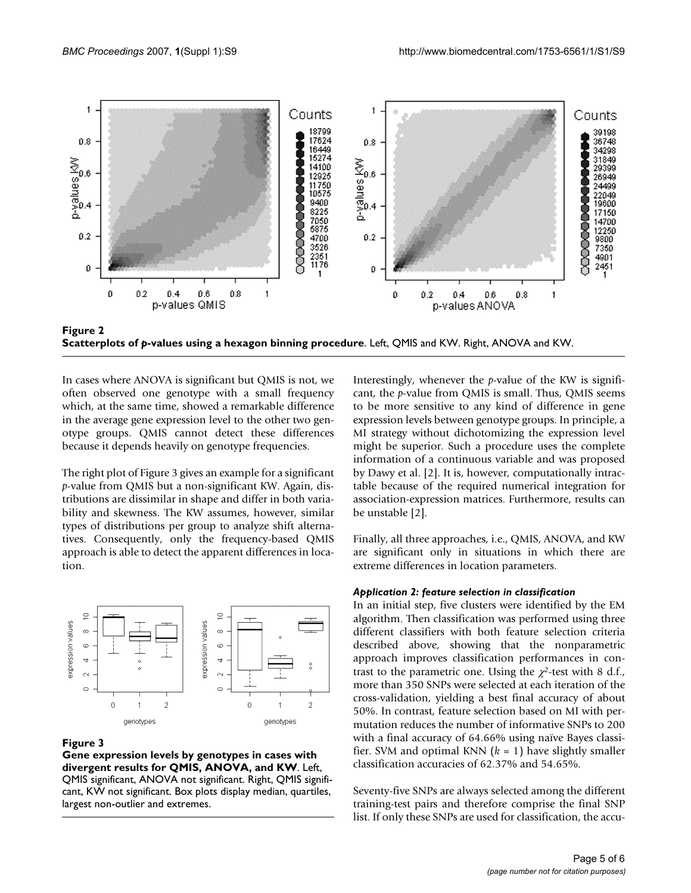**Figure 2**
**Scatterplots of *p*-values using a hexagon binning procedure**. Left, QMIS and KW. Right, ANOVA and KW.

In cases where ANOVA is significant but QMIS is not, we often observed one genotype with a small frequency which, at the same time, showed a remarkable difference in the average gene expression level to the other two genotype groups. QMIS cannot detect these differences because it depends heavily on genotype frequencies.

The right plot of Figure 3 gives an example for a significant *p*-value from QMIS but a non-significant KW. Again, distributions are dissimilar in shape and differ in both variability and skewness. The KW assumes, however, similar types of distributions per group to analyze shift alternatives. Consequently, only the frequency-based QMIS approach is able to detect the apparent differences in location.

**Figure 3**
**Gene expression levels by genotypes in cases with divergent results for QMIS, ANOVA, and KW**. Left, QMIS significant, ANOVA not significant. Right, QMIS significant, KW not significant. Box plots display median, quartiles, largest non-outlier and extremes.

Interestingly, whenever the *p*-value of the KW is significant, the *p*-value from QMIS is small. Thus, QMIS seems to be more sensitive to any kind of difference in gene expression levels between genotype groups. In principle, a MI strategy without dichotomizing the expression level might be superior. Such a procedure uses the complete information of a continuous variable and was proposed by Dawy et al. [2]. It is, however, computationally intractable because of the required numerical integration for association-expression matrices. Furthermore, results can be unstable [2].

Finally, all three approaches, i.e., QMIS, ANOVA, and KW are significant only in situations in which there are extreme differences in location parameters.

#### *Application 2: feature selection in classification*

In an initial step, five clusters were identified by the EM algorithm. Then classification was performed using three different classifiers with both feature selection criteria described above, showing that the nonparametric approach improves classification performances in contrast to the parametric one. Using the $\chi^2$-test with 8 d.f., more than 350 SNPs were selected at each iteration of the cross-validation, yielding a best final accuracy of about 50%. In contrast, feature selection based on MI with permutation reduces the number of informative SNPs to 200 with a final accuracy of 64.66% using naïve Bayes classifier. SVM and optimal KNN ($k = 1$) have slightly smaller classification accuracies of 62.37% and 54.65%.

Seventy-five SNPs are always selected among the different training-test pairs and therefore comprise the final SNP list. If only these SNPs are used for classification, the accu-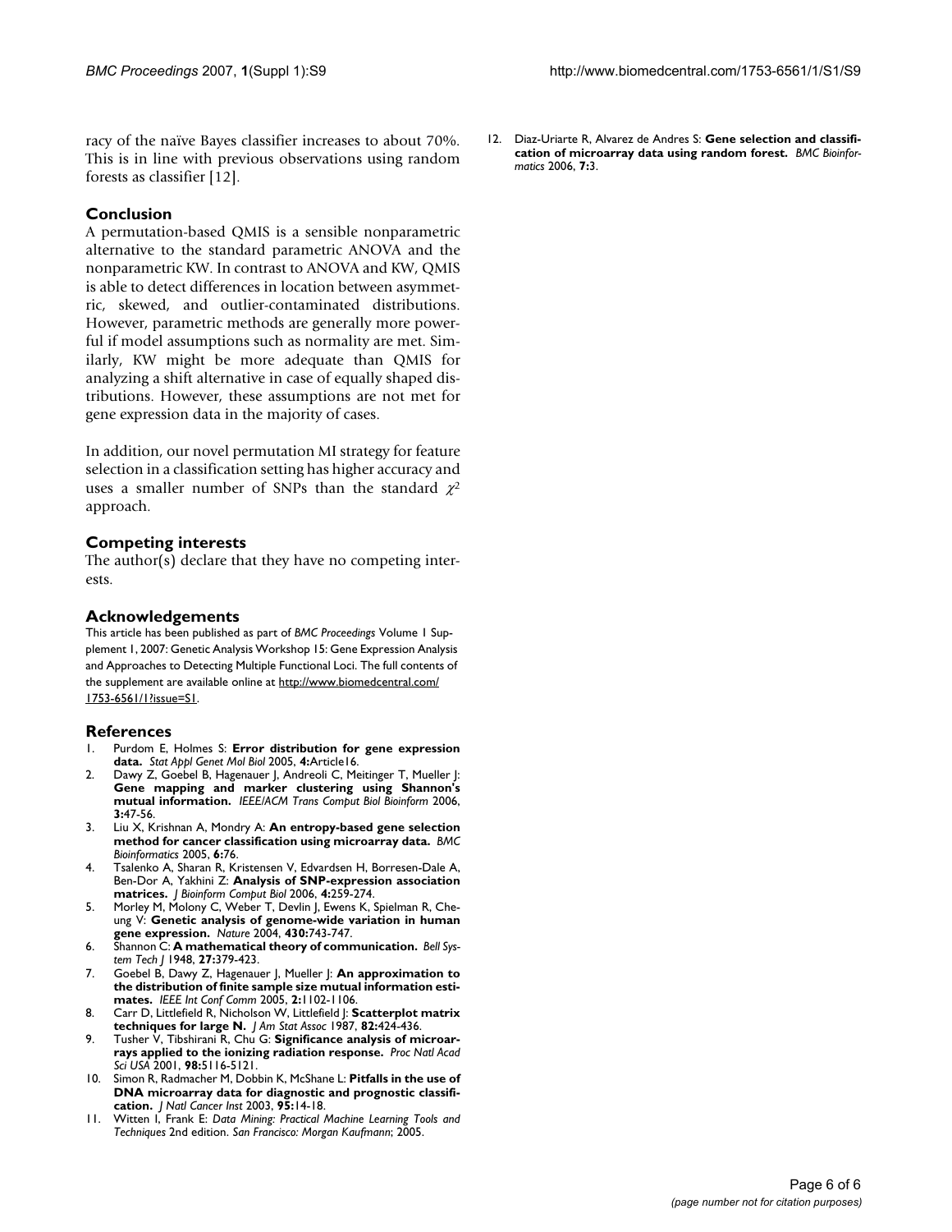racy of the naïve Bayes classifier increases to about 70%. This is in line with previous observations using random forests as classifier [12].

## Conclusion

A permutation-based QMIS is a sensible nonparametric alternative to the standard parametric ANOVA and the nonparametric KW. In contrast to ANOVA and KW, QMIS is able to detect differences in location between asymmetric, skewed, and outlier-contaminated distributions. However, parametric methods are generally more powerful if model assumptions such as normality are met. Similarly, KW might be more adequate than QMIS for analyzing a shift alternative in case of equally shaped distributions. However, these assumptions are not met for gene expression data in the majority of cases.

In addition, our novel permutation MI strategy for feature selection in a classification setting has higher accuracy and uses a smaller number of SNPs than the standard $\chi^2$ approach.

## Competing interests

The author(s) declare that they have no competing interests.

## Acknowledgements

This article has been published as part of *BMC Proceedings* Volume 1 Supplement 1, 2007: Genetic Analysis Workshop 15: Gene Expression Analysis and Approaches to Detecting Multiple Functional Loci. The full contents of the supplement are available online at http://www.biomedcentral.com/1753-6561/1?issue=S1.

## References

1. Purdom E, Holmes S: **Error distribution for gene expression data.** *Stat Appl Genet Mol Biol* 2005, **4:**Article16.
2. Dawy Z, Goebel B, Hagenauer J, Andreoli C, Meitinger T, Mueller J: **Gene mapping and marker clustering using Shannon's mutual information.** *IEEE/ACM Trans Comput Biol Bioinform* 2006, **3:**47-56.
3. Liu X, Krishnan A, Mondry A: **An entropy-based gene selection method for cancer classification using microarray data.** *BMC Bioinformatics* 2005, **6:**76.
4. Tsalenko A, Sharan R, Kristensen V, Edvardsen H, Borresen-Dale A, Ben-Dor A, Yakhini Z: **Analysis of SNP-expression association matrices.** *J Bioinform Comput Biol* 2006, **4:**259-274.
5. Morley M, Molony C, Weber T, Devlin J, Ewens K, Spielman R, Cheung V: **Genetic analysis of genome-wide variation in human gene expression.** *Nature* 2004, **430:**743-747.
6. Shannon C: **A mathematical theory of communication.** *Bell System Tech J* 1948, **27:**379-423.
7. Goebel B, Dawy Z, Hagenauer J, Mueller J: **An approximation to the distribution of finite sample size mutual information estimates.** *IEEE Int Conf Comm* 2005, **2:**1102-1106.
8. Carr D, Littlefield R, Nicholson W, Littlefield J: **Scatterplot matrix techniques for large N.** *J Am Stat Assoc* 1987, **82:**424-436.
9. Tusher V, Tibshirani R, Chu G: **Significance analysis of microarrays applied to the ionizing radiation response.** *Proc Natl Acad Sci USA* 2001, **98:**5116-5121.
10. Simon R, Radmacher M, Dobbin K, McShane L: **Pitfalls in the use of DNA microarray data for diagnostic and prognostic classification.** *J Natl Cancer Inst* 2003, **95:**14-18.
11. Witten I, Frank E: *Data Mining: Practical Machine Learning Tools and Techniques* 2nd edition. *San Francisco: Morgan Kaufmann*; 2005.
12. Diaz-Uriarte R, Alvarez de Andres S: **Gene selection and classification of microarray data using random forest.** *BMC Bioinformatics* 2006, **7:**3.